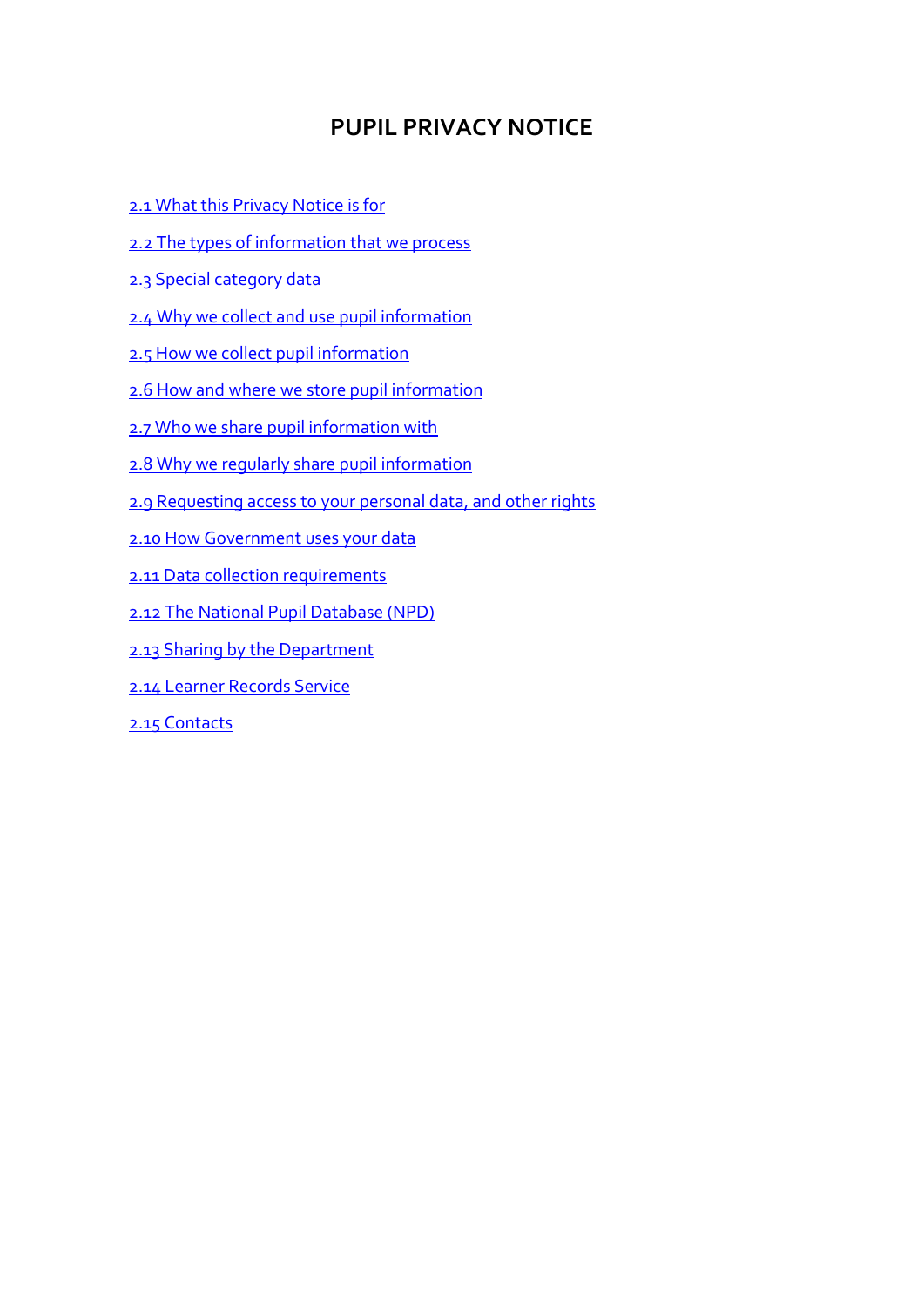# PUPIL PRIVACY NOTICE

2.1 What this Privacy Notice is for

2.2 The types of information that we process

2.3 Special category data

2.4 Why we collect and use pupil information

2.5 How we collect pupil information

2.6 How and where we store pupil information

2.7 Who we share pupil information with

2.8 Why we regularly share pupil information

2.9 Requesting access to your personal data, and other rights

2.10 How Government uses your data

2.11 Data collection requirements

2.12 The National Pupil Database (NPD)

2.13 Sharing by the Department

2.14 Learner Records Service

2.15 Contacts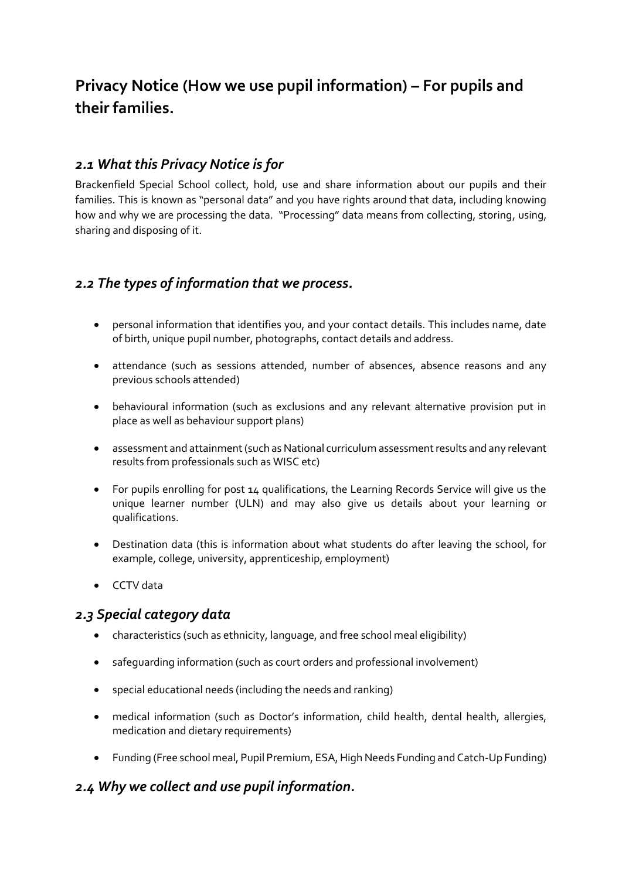# Privacy Notice (How we use pupil information) – For pupils and their families.

## *2.1 What this Privacy Notice is for*

Brackenfield Special School collect, hold, use and share information about our pupils and their families. This is known as "personal data" and you have rights around that data, including knowing how and why we are processing the data. "Processing" data means from collecting, storing, using, sharing and disposing of it.

## *2.2 The types of information that we process.*

- personal information that identifies you, and your contact details. This includes name, date of birth, unique pupil number, photographs, contact details and address.
- attendance (such as sessions attended, number of absences, absence reasons and any previous schools attended)
- behavioural information (such as exclusions and any relevant alternative provision put in place as well as behaviour support plans)
- assessment and attainment (such as National curriculum assessment results and any relevant results from professionals such as WISC etc)
- For pupils enrolling for post 14 qualifications, the Learning Records Service will give us the unique learner number (ULN) and may also give us details about your learning or qualifications.
- Destination data (this is information about what students do after leaving the school, for example, college, university, apprenticeship, employment)
- CCTV data

## *2.3 Special category data*

- characteristics (such as ethnicity, language, and free school meal eligibility)
- safeguarding information (such as court orders and professional involvement)
- special educational needs (including the needs and ranking)
- medical information (such as Doctor's information, child health, dental health, allergies, medication and dietary requirements)
- Funding (Free school meal, Pupil Premium, ESA, High Needs Funding and Catch-Up Funding)

## *2.4 Why we collect and use pupil information.*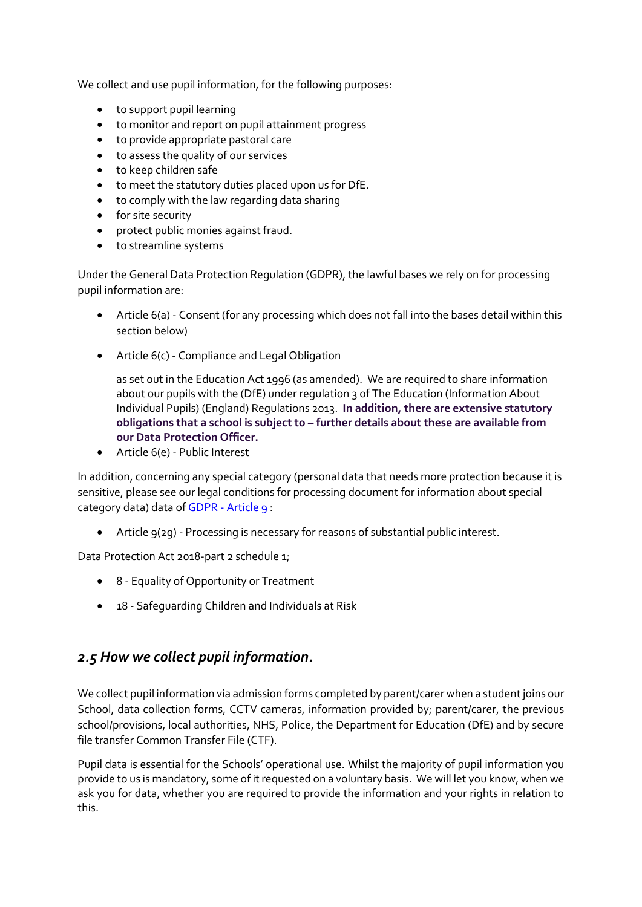We collect and use pupil information, for the following purposes:

- to support pupil learning
- to monitor and report on pupil attainment progress
- to provide appropriate pastoral care
- to assess the quality of our services
- to keep children safe
- to meet the statutory duties placed upon us for DfE.
- to comply with the law regarding data sharing
- for site security
- protect public monies against fraud.
- to streamline systems

Under the General Data Protection Regulation (GDPR), the lawful bases we rely on for processing pupil information are:

- Article 6(a) - Consent (for any processing which does not fall into the bases detail within this section below)

- Article 6(c) - Compliance and Legal Obligation

  as set out in the Education Act 1996 (as amended). We are required to share information about our pupils with the (DfE) under regulation 3 of The Education (Information About Individual Pupils) (England) Regulations 2013. **In addition, there are extensive statutory obligations that a school is subject to – further details about these are available from our Data Protection Officer.**
- Article 6(e) - Public Interest

In addition, concerning any special category (personal data that needs more protection because it is sensitive, please see our legal conditions for processing document for information about special category data) data of [GDPR - Article 9](GDPR - Article 9) :

- Article 9(2g) - Processing is necessary for reasons of substantial public interest.

Data Protection Act 2018-part 2 schedule 1;

- 8 - Equality of Opportunity or Treatment

- 18 - Safeguarding Children and Individuals at Risk

## *2.5 How we collect pupil information.*

We collect pupil information via admission forms completed by parent/carer when a student joins our School, data collection forms, CCTV cameras, information provided by; parent/carer, the previous school/provisions, local authorities, NHS, Police, the Department for Education (DfE) and by secure file transfer Common Transfer File (CTF).

Pupil data is essential for the Schools' operational use. Whilst the majority of pupil information you provide to us is mandatory, some of it requested on a voluntary basis. We will let you know, when we ask you for data, whether you are required to provide the information and your rights in relation to this.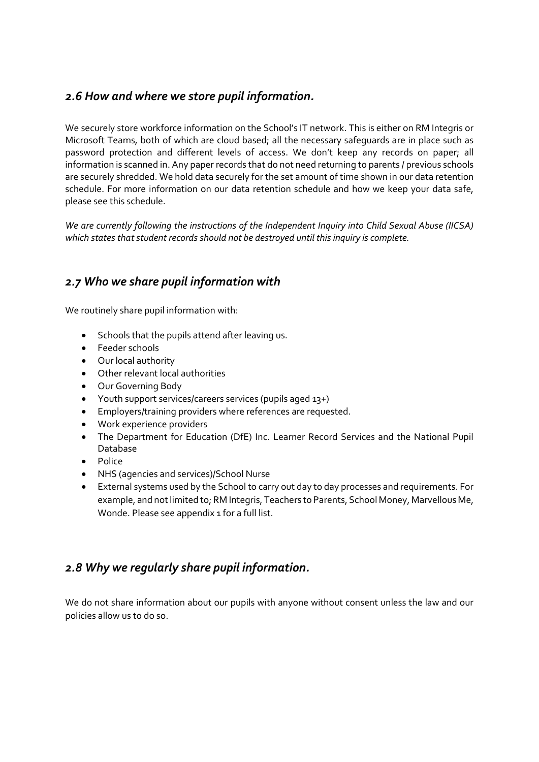## *2.6 How and where we store pupil information.*

We securely store workforce information on the School's IT network. This is either on RM Integris or Microsoft Teams, both of which are cloud based; all the necessary safeguards are in place such as password protection and different levels of access. We don't keep any records on paper; all information is scanned in. Any paper records that do not need returning to parents / previous schools are securely shredded. We hold data securely for the set amount of time shown in our data retention schedule. For more information on our data retention schedule and how we keep your data safe, please see this schedule.

*We are currently following the instructions of the Independent Inquiry into Child Sexual Abuse (IICSA) which states that student records should not be destroyed until this inquiry is complete.*

## *2.7 Who we share pupil information with*

We routinely share pupil information with:

- Schools that the pupils attend after leaving us.
- Feeder schools
- Our local authority
- Other relevant local authorities
- Our Governing Body
- Youth support services/careers services (pupils aged 13+)
- Employers/training providers where references are requested.
- Work experience providers
- The Department for Education (DfE) Inc. Learner Record Services and the National Pupil Database
- Police
- NHS (agencies and services)/School Nurse
- External systems used by the School to carry out day to day processes and requirements. For example, and not limited to; RM Integris, Teachers to Parents, School Money, Marvellous Me, Wonde. Please see appendix 1 for a full list.

## *2.8 Why we regularly share pupil information.*

We do not share information about our pupils with anyone without consent unless the law and our policies allow us to do so.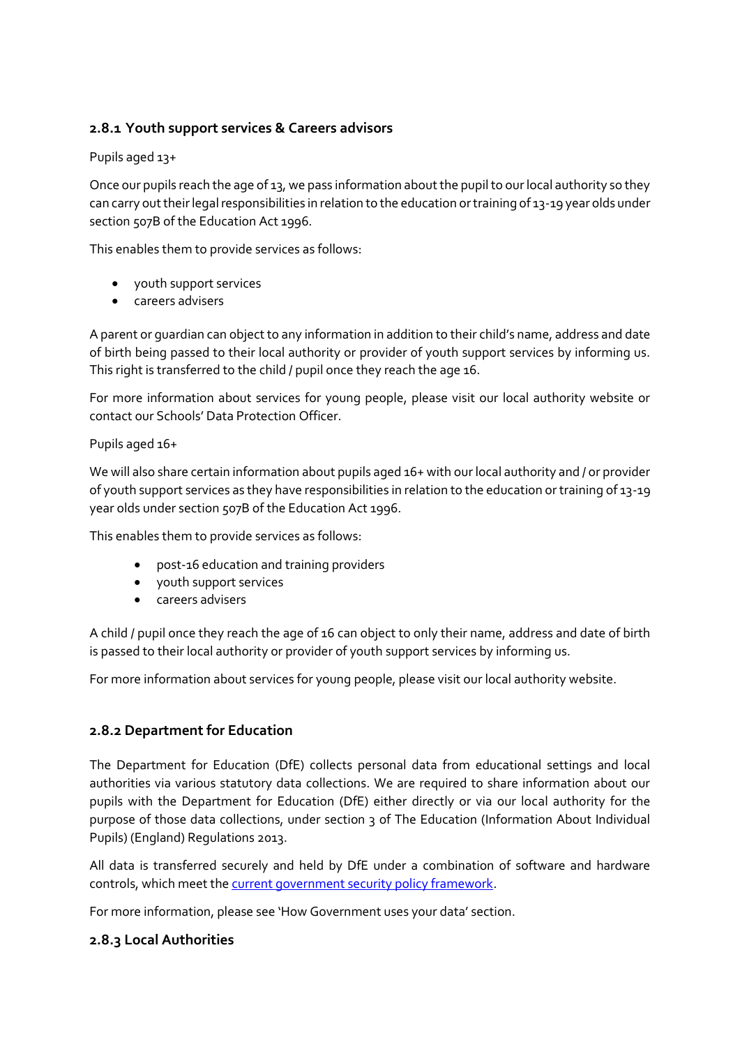### 2.8.1 Youth support services & Careers advisors

Pupils aged 13+

Once our pupils reach the age of 13, we pass information about the pupil to our local authority so they can carry out their legal responsibilities in relation to the education or training of 13-19 year olds under section 507B of the Education Act 1996.

This enables them to provide services as follows:

- youth support services
- careers advisers

A parent or guardian can object to any information in addition to their child's name, address and date of birth being passed to their local authority or provider of youth support services by informing us. This right is transferred to the child / pupil once they reach the age 16.

For more information about services for young people, please visit our local authority website or contact our Schools' Data Protection Officer.

Pupils aged 16+

We will also share certain information about pupils aged 16+ with our local authority and / or provider of youth support services as they have responsibilities in relation to the education or training of 13-19 year olds under section 507B of the Education Act 1996.

This enables them to provide services as follows:

- post-16 education and training providers
- youth support services
- careers advisers

A child / pupil once they reach the age of 16 can object to only their name, address and date of birth is passed to their local authority or provider of youth support services by informing us.

For more information about services for young people, please visit our local authority website.

### 2.8.2 Department for Education

The Department for Education (DfE) collects personal data from educational settings and local authorities via various statutory data collections. We are required to share information about our pupils with the Department for Education (DfE) either directly or via our local authority for the purpose of those data collections, under section 3 of The Education (Information About Individual Pupils) (England) Regulations 2013.

All data is transferred securely and held by DfE under a combination of software and hardware controls, which meet the [current government security policy framework](current government security policy framework).

For more information, please see 'How Government uses your data' section.

### 2.8.3 Local Authorities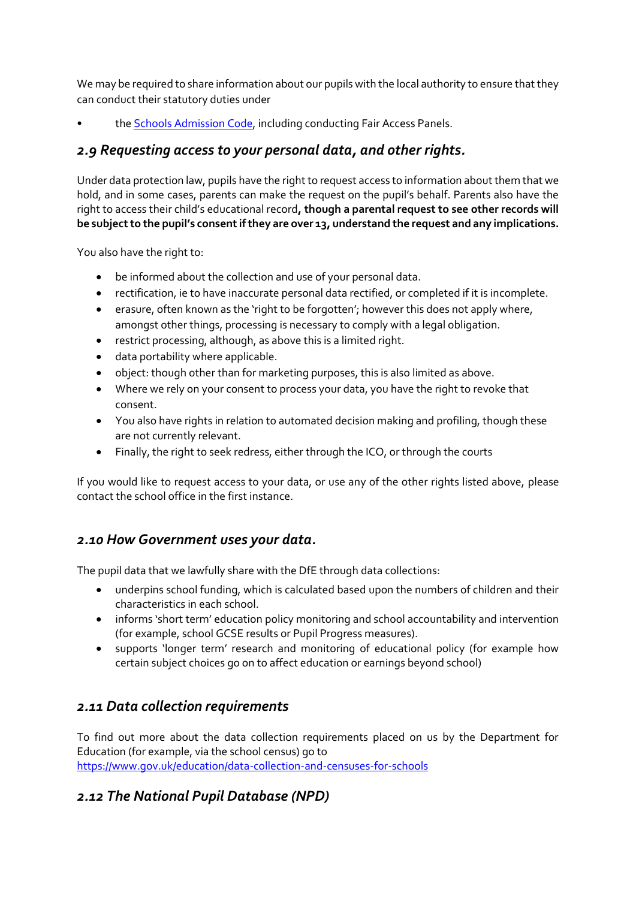We may be required to share information about our pupils with the local authority to ensure that they can conduct their statutory duties under

- the [Schools Admission Code](), including conducting Fair Access Panels.

### *2.9 Requesting access to your personal data, and other rights.*

Under data protection law, pupils have the right to request access to information about them that we hold, and in some cases, parents can make the request on the pupil's behalf. Parents also have the right to access their child's educational record**, though a parental request to see other records will be subject to the pupil's consent if they are over 13, understand the request and any implications.**

You also have the right to:

- be informed about the collection and use of your personal data.
- rectification, ie to have inaccurate personal data rectified, or completed if it is incomplete.
- erasure, often known as the 'right to be forgotten'; however this does not apply where, amongst other things, processing is necessary to comply with a legal obligation.
- restrict processing, although, as above this is a limited right.
- data portability where applicable.
- object: though other than for marketing purposes, this is also limited as above.
- Where we rely on your consent to process your data, you have the right to revoke that consent.
- You also have rights in relation to automated decision making and profiling, though these are not currently relevant.
- Finally, the right to seek redress, either through the ICO, or through the courts

If you would like to request access to your data, or use any of the other rights listed above, please contact the school office in the first instance.

### *2.10 How Government uses your data.*

The pupil data that we lawfully share with the DfE through data collections:

- underpins school funding, which is calculated based upon the numbers of children and their characteristics in each school.
- informs 'short term' education policy monitoring and school accountability and intervention (for example, school GCSE results or Pupil Progress measures).
- supports 'longer term' research and monitoring of educational policy (for example how certain subject choices go on to affect education or earnings beyond school)

### *2.11 Data collection requirements*

To find out more about the data collection requirements placed on us by the Department for Education (for example, via the school census) go to
[https://www.gov.uk/education/data-collection-and-censuses-for-schools](https://www.gov.uk/education/data-collection-and-censuses-for-schools)

### *2.12 The National Pupil Database (NPD)*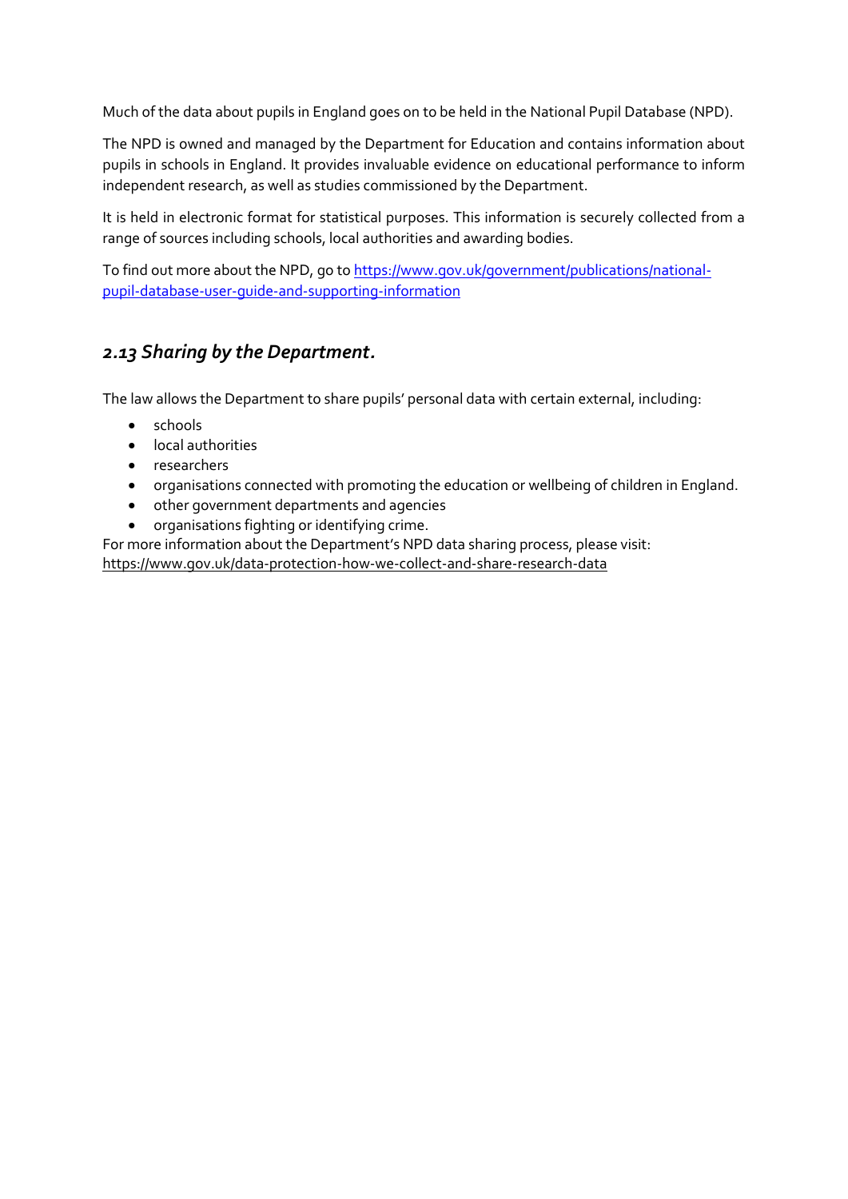Much of the data about pupils in England goes on to be held in the National Pupil Database (NPD).

The NPD is owned and managed by the Department for Education and contains information about pupils in schools in England. It provides invaluable evidence on educational performance to inform independent research, as well as studies commissioned by the Department.

It is held in electronic format for statistical purposes. This information is securely collected from a range of sources including schools, local authorities and awarding bodies.

To find out more about the NPD, go to [https://www.gov.uk/government/publications/national-pupil-database-user-guide-and-supporting-information](https://www.gov.uk/government/publications/national-pupil-database-user-guide-and-supporting-information)

## *2.13 Sharing by the Department.*

The law allows the Department to share pupils' personal data with certain external, including:

- schools
- local authorities
- researchers
- organisations connected with promoting the education or wellbeing of children in England.
- other government departments and agencies
- organisations fighting or identifying crime.

For more information about the Department's NPD data sharing process, please visit:
https://www.gov.uk/data-protection-how-we-collect-and-share-research-data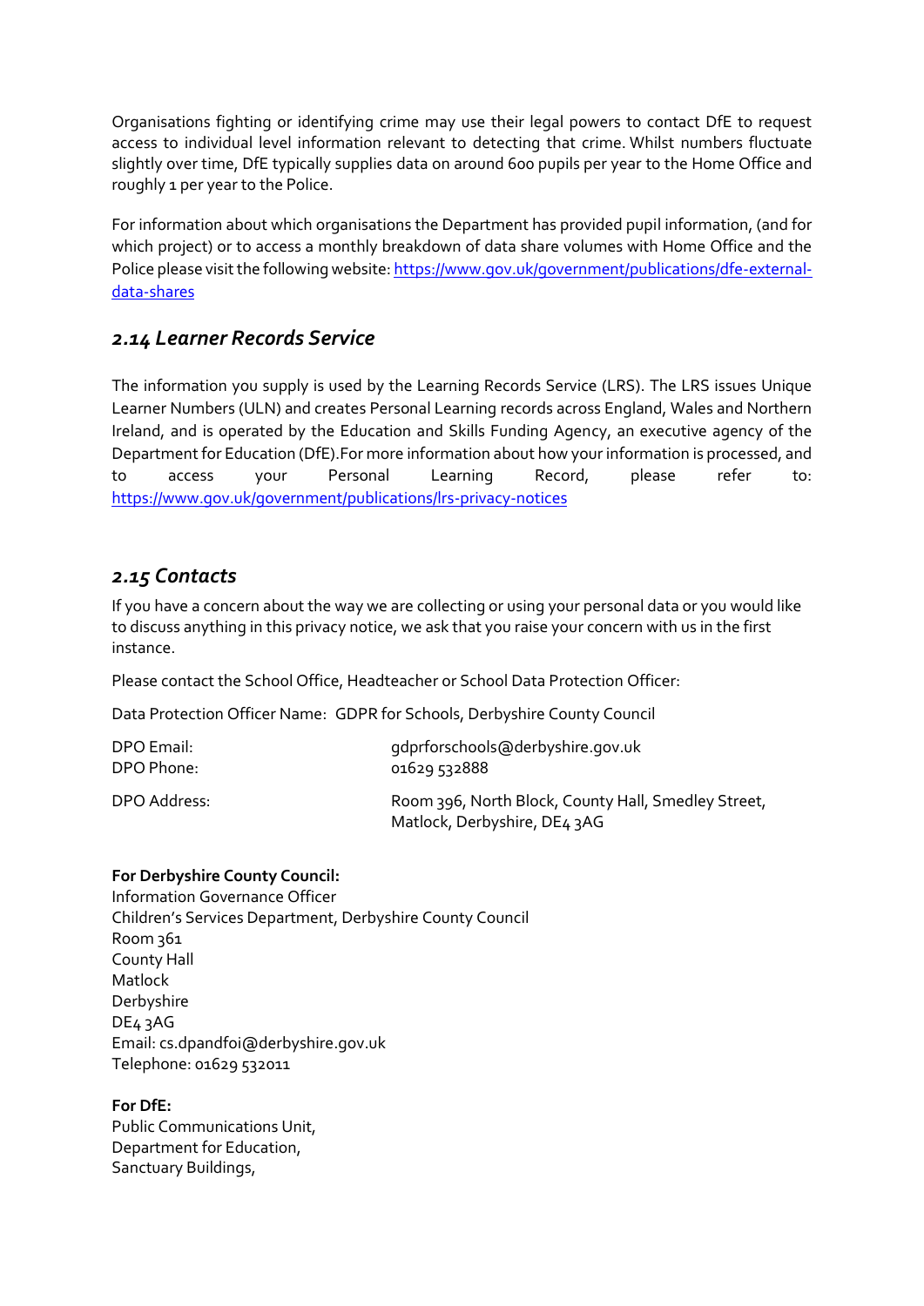Organisations fighting or identifying crime may use their legal powers to contact DfE to request access to individual level information relevant to detecting that crime. Whilst numbers fluctuate slightly over time, DfE typically supplies data on around 600 pupils per year to the Home Office and roughly 1 per year to the Police.

For information about which organisations the Department has provided pupil information, (and for which project) or to access a monthly breakdown of data share volumes with Home Office and the Police please visit the following website: [https://www.gov.uk/government/publications/dfe-external-data-shares](https://www.gov.uk/government/publications/dfe-external-data-shares)

### *2.14 Learner Records Service*

The information you supply is used by the Learning Records Service (LRS). The LRS issues Unique Learner Numbers (ULN) and creates Personal Learning records across England, Wales and Northern Ireland, and is operated by the Education and Skills Funding Agency, an executive agency of the Department for Education (DfE).For more information about how your information is processed, and to access your Personal Learning Record, please refer to: [https://www.gov.uk/government/publications/lrs-privacy-notices](https://www.gov.uk/government/publications/lrs-privacy-notices)

### *2.15 Contacts*

If you have a concern about the way we are collecting or using your personal data or you would like to discuss anything in this privacy notice, we ask that you raise your concern with us in the first instance.

Please contact the School Office, Headteacher or School Data Protection Officer:

Data Protection Officer Name: GDPR for Schools, Derbyshire County Council

DPO Email: gdprforschools@derbyshire.gov.uk
DPO Phone: 01629 532888

DPO Address: Room 396, North Block, County Hall, Smedley Street, Matlock, Derbyshire, DE4 3AG

**For Derbyshire County Council:**
Information Governance Officer
Children's Services Department, Derbyshire County Council
Room 361
County Hall
Matlock
Derbyshire
DE4 3AG
Email: cs.dpandfoi@derbyshire.gov.uk
Telephone: 01629 532011

**For DfE:**
Public Communications Unit,
Department for Education,
Sanctuary Buildings,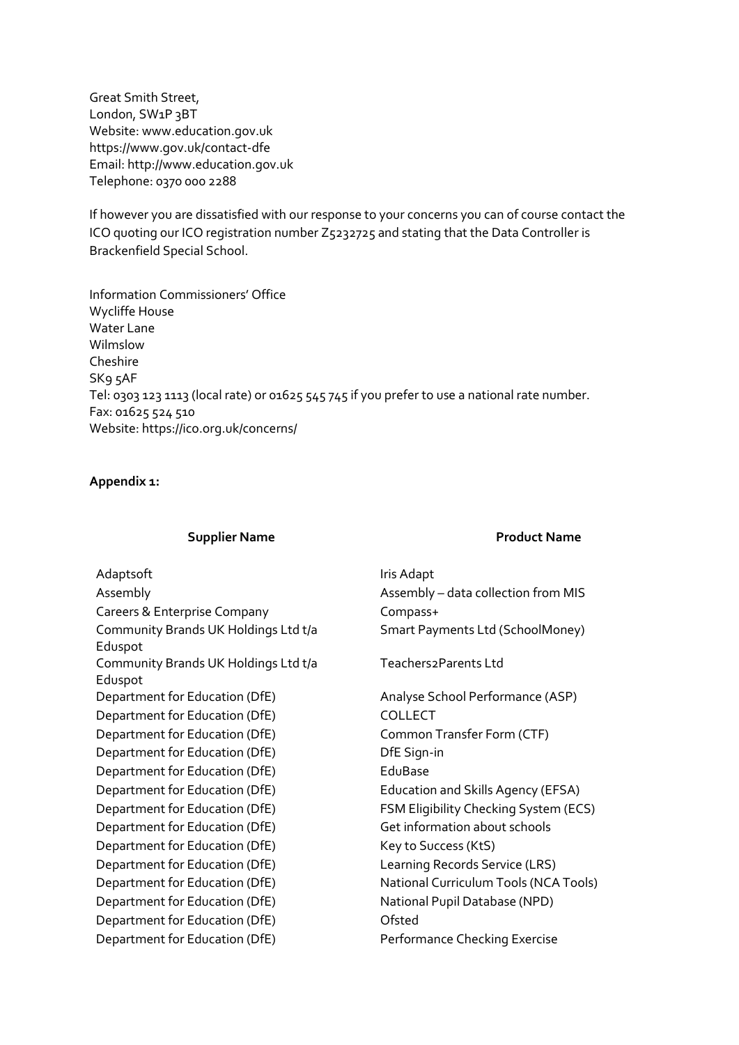Great Smith Street,
London, SW1P 3BT
Website: www.education.gov.uk
https://www.gov.uk/contact-dfe
Email: http://www.education.gov.uk
Telephone: 0370 000 2288

If however you are dissatisfied with our response to your concerns you can of course contact the ICO quoting our ICO registration number Z5232725 and stating that the Data Controller is Brackenfield Special School.

Information Commissioners' Office
Wycliffe House
Water Lane
Wilmslow
Cheshire
SK9 5AF
Tel: 0303 123 1113 (local rate) or 01625 545 745 if you prefer to use a national rate number.
Fax: 01625 524 510
Website: https://ico.org.uk/concerns/

**Appendix 1:**

| Supplier Name | Product Name |
|---|---|
| Adaptsoft | Iris Adapt |
| Assembly | Assembly – data collection from MIS |
| Careers & Enterprise Company | Compass+ |
| Community Brands UK Holdings Ltd t/a Eduspot | Smart Payments Ltd (SchoolMoney) |
| Community Brands UK Holdings Ltd t/a Eduspot | Teachers2Parents Ltd |
| Department for Education (DfE) | Analyse School Performance (ASP) |
| Department for Education (DfE) | COLLECT |
| Department for Education (DfE) | Common Transfer Form (CTF) |
| Department for Education (DfE) | DfE Sign-in |
| Department for Education (DfE) | EduBase |
| Department for Education (DfE) | Education and Skills Agency (EFSA) |
| Department for Education (DfE) | FSM Eligibility Checking System (ECS) |
| Department for Education (DfE) | Get information about schools |
| Department for Education (DfE) | Key to Success (KtS) |
| Department for Education (DfE) | Learning Records Service (LRS) |
| Department for Education (DfE) | National Curriculum Tools (NCA Tools) |
| Department for Education (DfE) | National Pupil Database (NPD) |
| Department for Education (DfE) | Ofsted |
| Department for Education (DfE) | Performance Checking Exercise |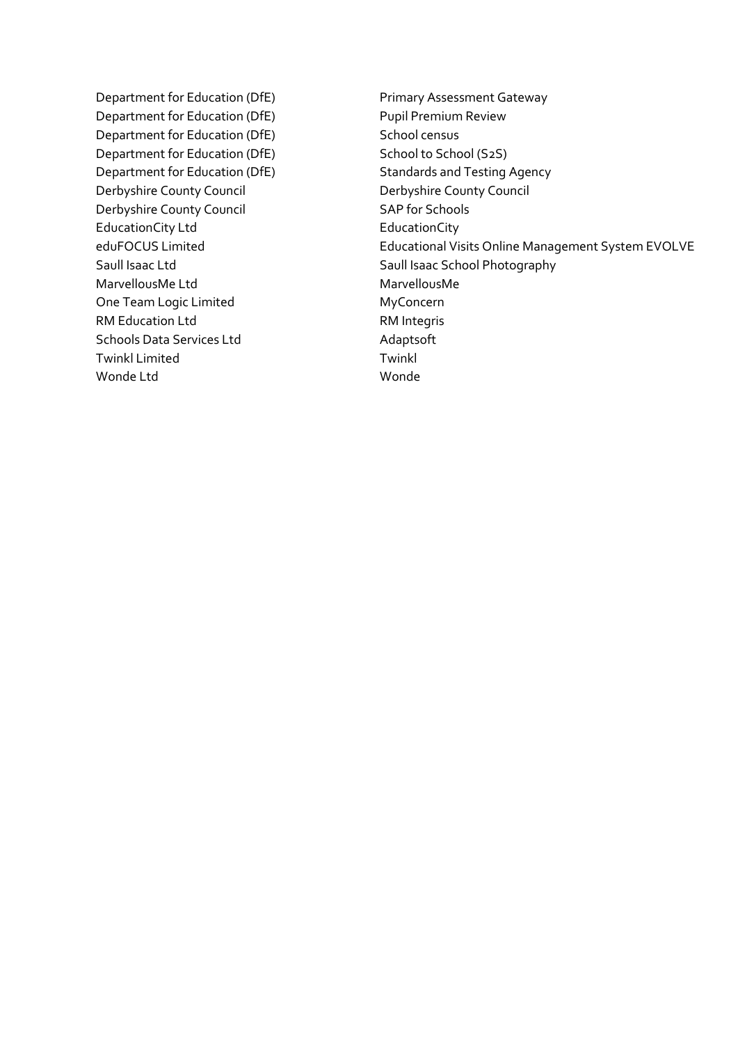| | |
|---|---|
| Department for Education (DfE) | Primary Assessment Gateway |
| Department for Education (DfE) | Pupil Premium Review |
| Department for Education (DfE) | School census |
| Department for Education (DfE) | School to School (S2S) |
| Department for Education (DfE) | Standards and Testing Agency |
| Derbyshire County Council | Derbyshire County Council |
| Derbyshire County Council | SAP for Schools |
| EducationCity Ltd | EducationCity |
| eduFOCUS Limited | Educational Visits Online Management System EVOLVE |
| Saull Isaac Ltd | Saull Isaac School Photography |
| MarvellousMe Ltd | MarvellousMe |
| One Team Logic Limited | MyConcern |
| RM Education Ltd | RM Integris |
| Schools Data Services Ltd | Adaptsoft |
| Twinkl Limited | Twinkl |
| Wonde Ltd | Wonde |